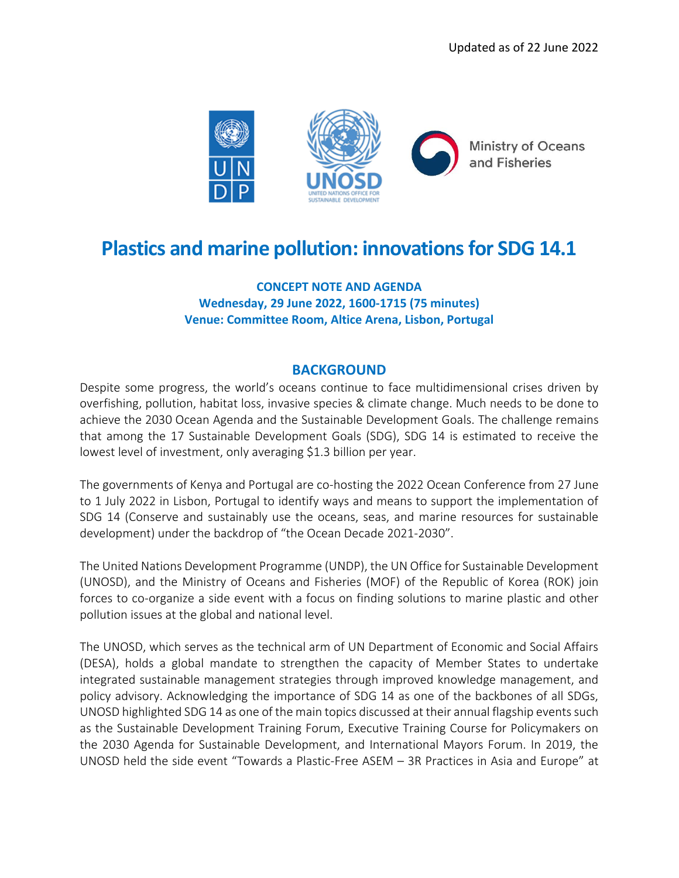Updated as of 22 June 2022

# Plastics and marine pollution: innovations for SDG 14.1

**CONCEPT NOTE AND AGENDA**
**Wednesday, 29 June 2022, 1600-1715 (75 minutes)**
**Venue: Committee Room, Altice Arena, Lisbon, Portugal**

## BACKGROUND

Despite some progress, the world's oceans continue to face multidimensional crises driven by overfishing, pollution, habitat loss, invasive species & climate change. Much needs to be done to achieve the 2030 Ocean Agenda and the Sustainable Development Goals. The challenge remains that among the 17 Sustainable Development Goals (SDG), SDG 14 is estimated to receive the lowest level of investment, only averaging $1.3 billion per year.

The governments of Kenya and Portugal are co-hosting the 2022 Ocean Conference from 27 June to 1 July 2022 in Lisbon, Portugal to identify ways and means to support the implementation of SDG 14 (Conserve and sustainably use the oceans, seas, and marine resources for sustainable development) under the backdrop of "the Ocean Decade 2021-2030".

The United Nations Development Programme (UNDP), the UN Office for Sustainable Development (UNOSD), and the Ministry of Oceans and Fisheries (MOF) of the Republic of Korea (ROK) join forces to co-organize a side event with a focus on finding solutions to marine plastic and other pollution issues at the global and national level.

The UNOSD, which serves as the technical arm of UN Department of Economic and Social Affairs (DESA), holds a global mandate to strengthen the capacity of Member States to undertake integrated sustainable management strategies through improved knowledge management, and policy advisory. Acknowledging the importance of SDG 14 as one of the backbones of all SDGs, UNOSD highlighted SDG 14 as one of the main topics discussed at their annual flagship events such as the Sustainable Development Training Forum, Executive Training Course for Policymakers on the 2030 Agenda for Sustainable Development, and International Mayors Forum. In 2019, the UNOSD held the side event "Towards a Plastic-Free ASEM – 3R Practices in Asia and Europe" at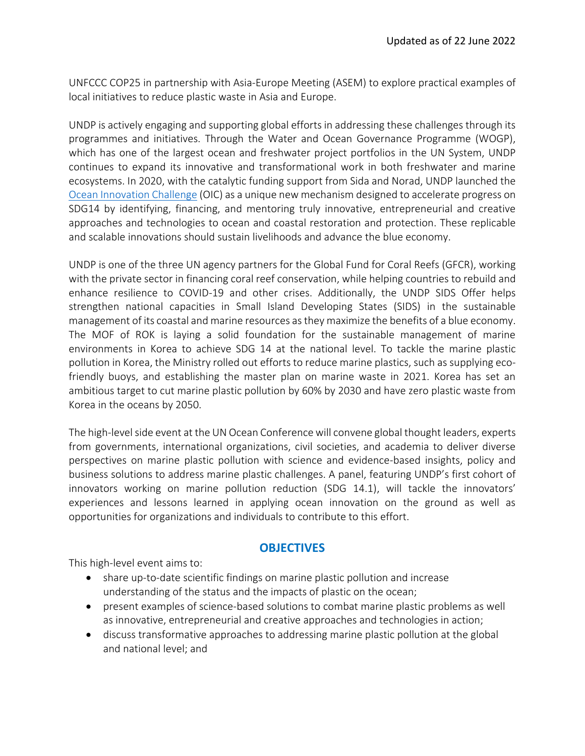UNFCCC COP25 in partnership with Asia-Europe Meeting (ASEM) to explore practical examples of local initiatives to reduce plastic waste in Asia and Europe.

UNDP is actively engaging and supporting global efforts in addressing these challenges through its programmes and initiatives. Through the Water and Ocean Governance Programme (WOGP), which has one of the largest ocean and freshwater project portfolios in the UN System, UNDP continues to expand its innovative and transformational work in both freshwater and marine ecosystems. In 2020, with the catalytic funding support from Sida and Norad, UNDP launched the Ocean Innovation Challenge (OIC) as a unique new mechanism designed to accelerate progress on SDG14 by identifying, financing, and mentoring truly innovative, entrepreneurial and creative approaches and technologies to ocean and coastal restoration and protection. These replicable and scalable innovations should sustain livelihoods and advance the blue economy.

UNDP is one of the three UN agency partners for the Global Fund for Coral Reefs (GFCR), working with the private sector in financing coral reef conservation, while helping countries to rebuild and enhance resilience to COVID-19 and other crises. Additionally, the UNDP SIDS Offer helps strengthen national capacities in Small Island Developing States (SIDS) in the sustainable management of its coastal and marine resources as they maximize the benefits of a blue economy. The MOF of ROK is laying a solid foundation for the sustainable management of marine environments in Korea to achieve SDG 14 at the national level. To tackle the marine plastic pollution in Korea, the Ministry rolled out efforts to reduce marine plastics, such as supplying eco-friendly buoys, and establishing the master plan on marine waste in 2021. Korea has set an ambitious target to cut marine plastic pollution by 60% by 2030 and have zero plastic waste from Korea in the oceans by 2050.

The high-level side event at the UN Ocean Conference will convene global thought leaders, experts from governments, international organizations, civil societies, and academia to deliver diverse perspectives on marine plastic pollution with science and evidence-based insights, policy and business solutions to address marine plastic challenges. A panel, featuring UNDP's first cohort of innovators working on marine pollution reduction (SDG 14.1), will tackle the innovators' experiences and lessons learned in applying ocean innovation on the ground as well as opportunities for organizations and individuals to contribute to this effort.

## OBJECTIVES

This high-level event aims to:

- share up-to-date scientific findings on marine plastic pollution and increase understanding of the status and the impacts of plastic on the ocean;
- present examples of science-based solutions to combat marine plastic problems as well as innovative, entrepreneurial and creative approaches and technologies in action;
- discuss transformative approaches to addressing marine plastic pollution at the global and national level; and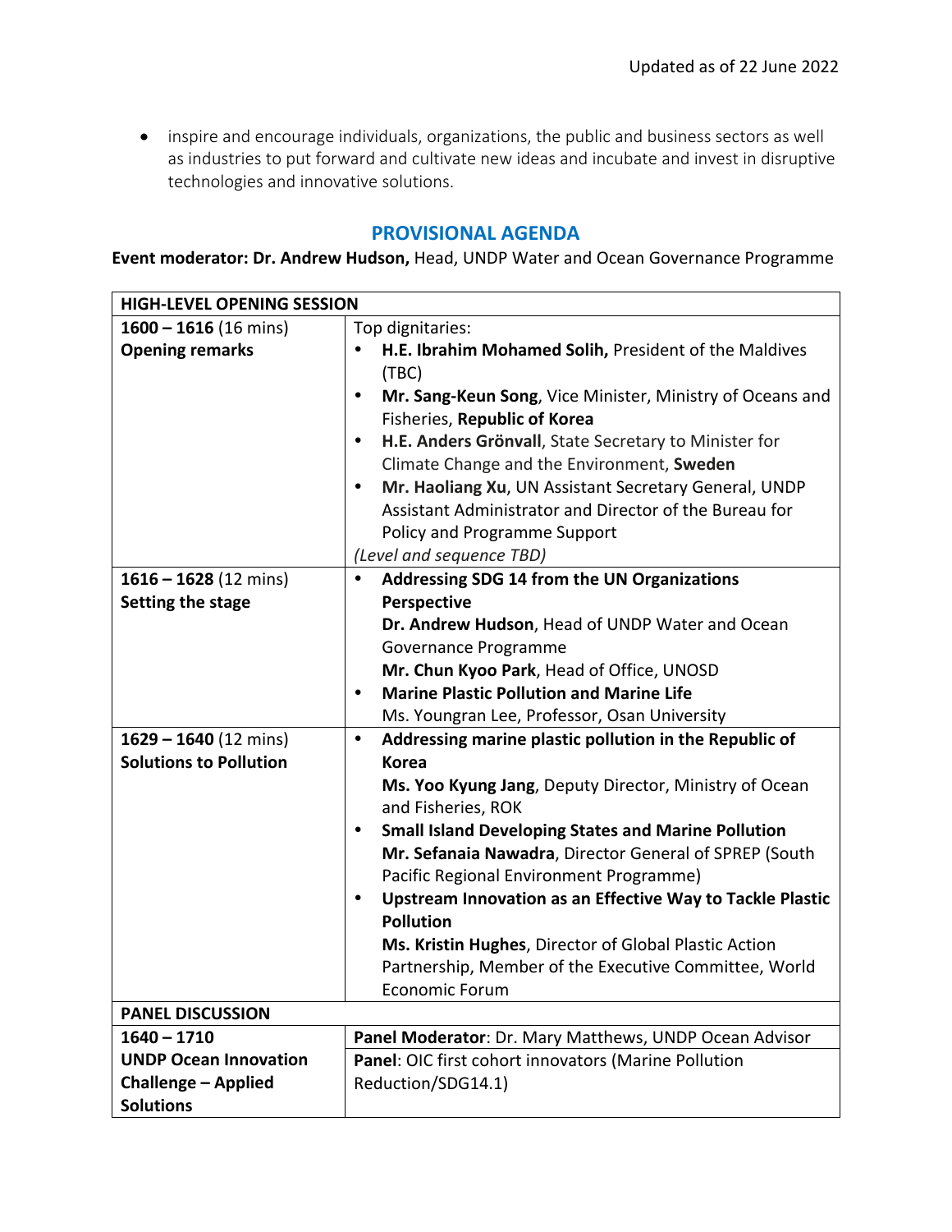Updated as of 22 June 2022

- inspire and encourage individuals, organizations, the public and business sectors as well as industries to put forward and cultivate new ideas and incubate and invest in disruptive technologies and innovative solutions.

## PROVISIONAL AGENDA

**Event moderator: Dr. Andrew Hudson,** Head, UNDP Water and Ocean Governance Programme

| **HIGH-LEVEL OPENING SESSION** | |
|---|---|
| **1600 – 1616** (16 mins)<br>**Opening remarks** | Top dignitaries:<br>• **H.E. Ibrahim Mohamed Solih,** President of the Maldives (TBC)<br>• **Mr. Sang-Keun Song**, Vice Minister, Ministry of Oceans and Fisheries, **Republic of Korea**<br>• **H.E. Anders Grönvall**, State Secretary to Minister for Climate Change and the Environment, **Sweden**<br>• **Mr. Haoliang Xu**, UN Assistant Secretary General, UNDP Assistant Administrator and Director of the Bureau for Policy and Programme Support<br>*(Level and sequence TBD)* |
| **1616 – 1628** (12 mins)<br>**Setting the stage** | • **Addressing SDG 14 from the UN Organizations Perspective**<br>**Dr. Andrew Hudson**, Head of UNDP Water and Ocean Governance Programme<br>**Mr. Chun Kyoo Park**, Head of Office, UNOSD<br>• **Marine Plastic Pollution and Marine Life**<br>Ms. Youngran Lee, Professor, Osan University |
| **1629 – 1640** (12 mins)<br>**Solutions to Pollution** | • **Addressing marine plastic pollution in the Republic of Korea**<br>**Ms. Yoo Kyung Jang**, Deputy Director, Ministry of Ocean and Fisheries, ROK<br>• **Small Island Developing States and Marine Pollution**<br>**Mr. Sefanaia Nawadra**, Director General of SPREP (South Pacific Regional Environment Programme)<br>• **Upstream Innovation as an Effective Way to Tackle Plastic Pollution**<br>**Ms. Kristin Hughes**, Director of Global Plastic Action Partnership, Member of the Executive Committee, World Economic Forum |
| **PANEL DISCUSSION** | |
| **1640 – 1710**<br>**UNDP Ocean Innovation Challenge – Applied Solutions** | **Panel Moderator**: Dr. Mary Matthews, UNDP Ocean Advisor<br>**Panel**: OIC first cohort innovators (Marine Pollution Reduction/SDG14.1) |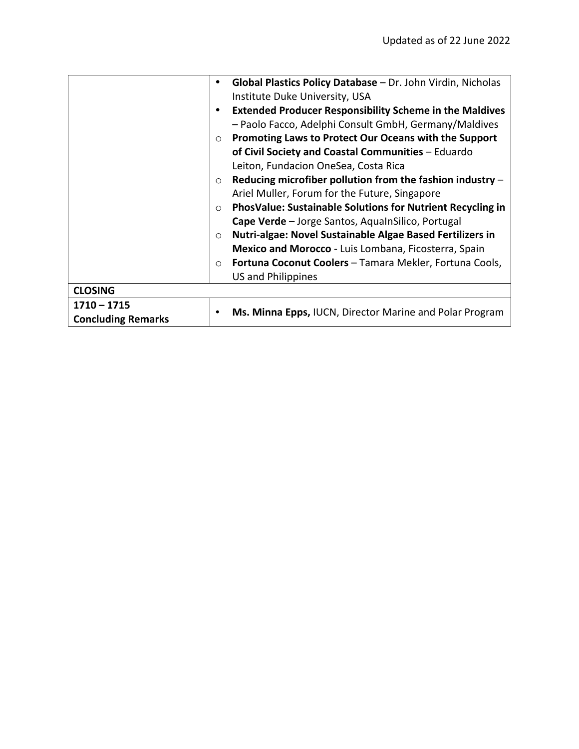| | |
|---|---|
| | • **Global Plastics Policy Database** – Dr. John Virdin, Nicholas Institute Duke University, USA<br>• **Extended Producer Responsibility Scheme in the Maldives** – Paolo Facco, Adelphi Consult GmbH, Germany/Maldives<br>o **Promoting Laws to Protect Our Oceans with the Support of Civil Society and Coastal Communities** – Eduardo Leiton, Fundacion OneSea, Costa Rica<br>o **Reducing microfiber pollution from the fashion industry** – Ariel Muller, Forum for the Future, Singapore<br>o **PhosValue: Sustainable Solutions for Nutrient Recycling in Cape Verde** – Jorge Santos, AquaInSilico, Portugal<br>o **Nutri-algae: Novel Sustainable Algae Based Fertilizers in Mexico and Morocco** - Luis Lombana, Ficosterra, Spain<br>o **Fortuna Coconut Coolers** – Tamara Mekler, Fortuna Cools, US and Philippines |
| **CLOSING** | |
| **1710 – 1715**<br>**Concluding Remarks** | • **Ms. Minna Epps,** IUCN, Director Marine and Polar Program |